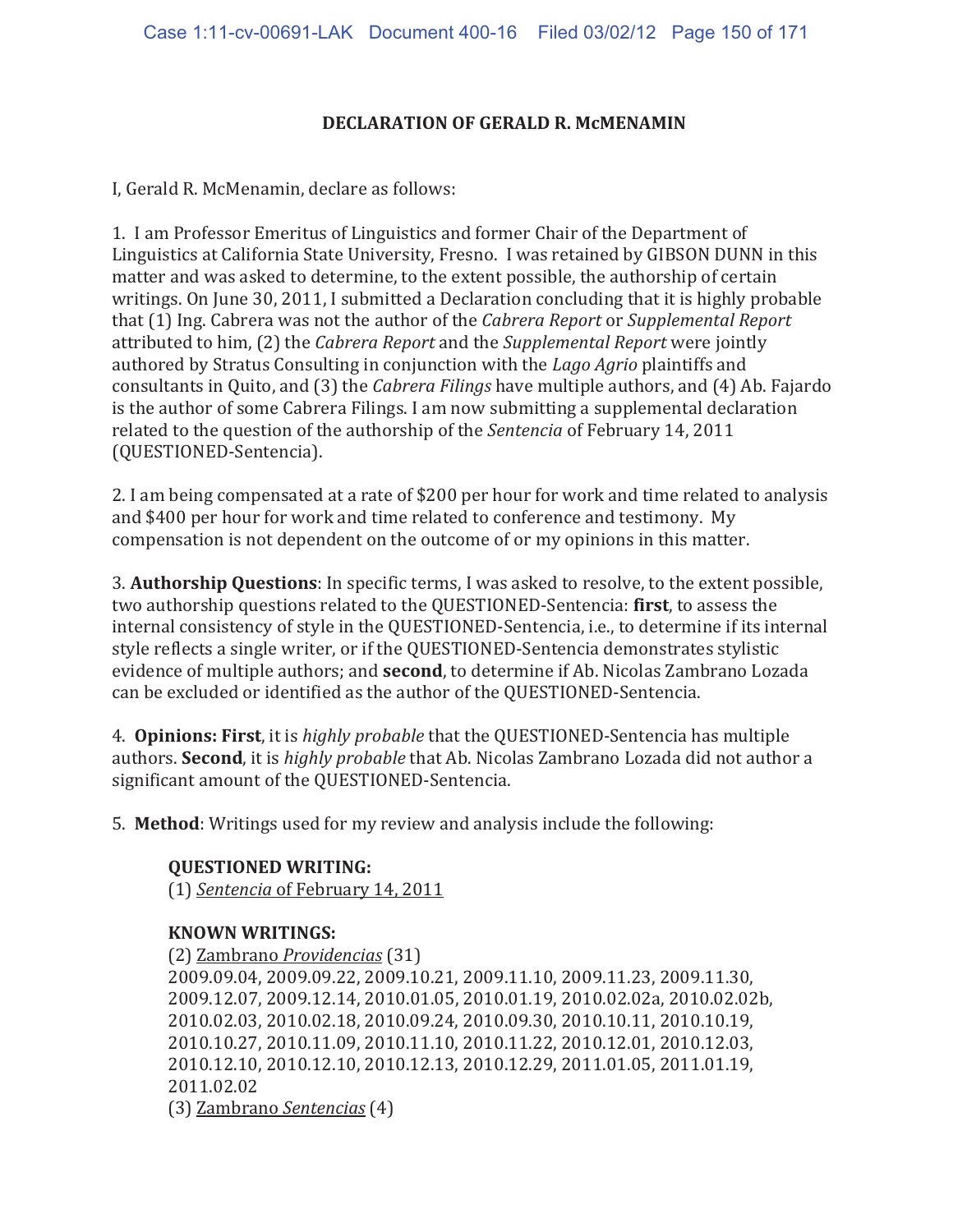## DECLARATION OF GERALD R. McMENAMIN

I, Gerald R. McMenamin, declare as follows:

1. I am Professor Emeritus of Linguistics and former Chair of the Department of Linguistics at California State University, Fresno. I was retained by GIBSON DUNN in this matter and was asked to determine, to the extent possible, the authorship of certain writings. On June 30, 2011, I submitted a Declaration concluding that it is highly probable that (1) Ing. Cabrera was not the author of the *Cabrera Report* or *Supplemental Report* attributed to him, (2) the *Cabrera Report* and the *Supplemental Report* were jointly authored by Stratus Consulting in conjunction with the *Lago Agrio* plaintiffs and consultants in Quito, and (3) the *Cabrera Filings* have multiple authors, and (4) Ab. Fajardo is the author of some Cabrera Filings. I am now submitting a supplemental declaration related to the question of the authorship of the *Sentencia* of February 14, 2011 (QUESTIONED-Sentencia).

2. I am being compensated at a rate of $200 per hour for work and time related to analysis and $400 per hour for work and time related to conference and testimony. My compensation is not dependent on the outcome of or my opinions in this matter.

3. **Authorship Questions**: In specific terms, I was asked to resolve, to the extent possible, two authorship questions related to the QUESTIONED-Sentencia: **first**, to assess the internal consistency of style in the QUESTIONED-Sentencia, i.e., to determine if its internal style reflects a single writer, or if the QUESTIONED-Sentencia demonstrates stylistic evidence of multiple authors; and **second**, to determine if Ab. Nicolas Zambrano Lozada can be excluded or identified as the author of the QUESTIONED-Sentencia.

4. **Opinions: First**, it is *highly probable* that the QUESTIONED-Sentencia has multiple authors. **Second**, it is *highly probable* that Ab. Nicolas Zambrano Lozada did not author a significant amount of the QUESTIONED-Sentencia.

5. **Method**: Writings used for my review and analysis include the following:

**QUESTIONED WRITING:**
(1) *Sentencia* of February 14, 2011

**KNOWN WRITINGS:**
(2) Zambrano *Providencias* (31)
2009.09.04, 2009.09.22, 2009.10.21, 2009.11.10, 2009.11.23, 2009.11.30, 2009.12.07, 2009.12.14, 2010.01.05, 2010.01.19, 2010.02.02a, 2010.02.02b, 2010.02.03, 2010.02.18, 2010.09.24, 2010.09.30, 2010.10.11, 2010.10.19, 2010.10.27, 2010.11.09, 2010.11.10, 2010.11.22, 2010.12.01, 2010.12.03, 2010.12.10, 2010.12.10, 2010.12.13, 2010.12.29, 2011.01.05, 2011.01.19, 2011.02.02
(3) Zambrano *Sentencias* (4)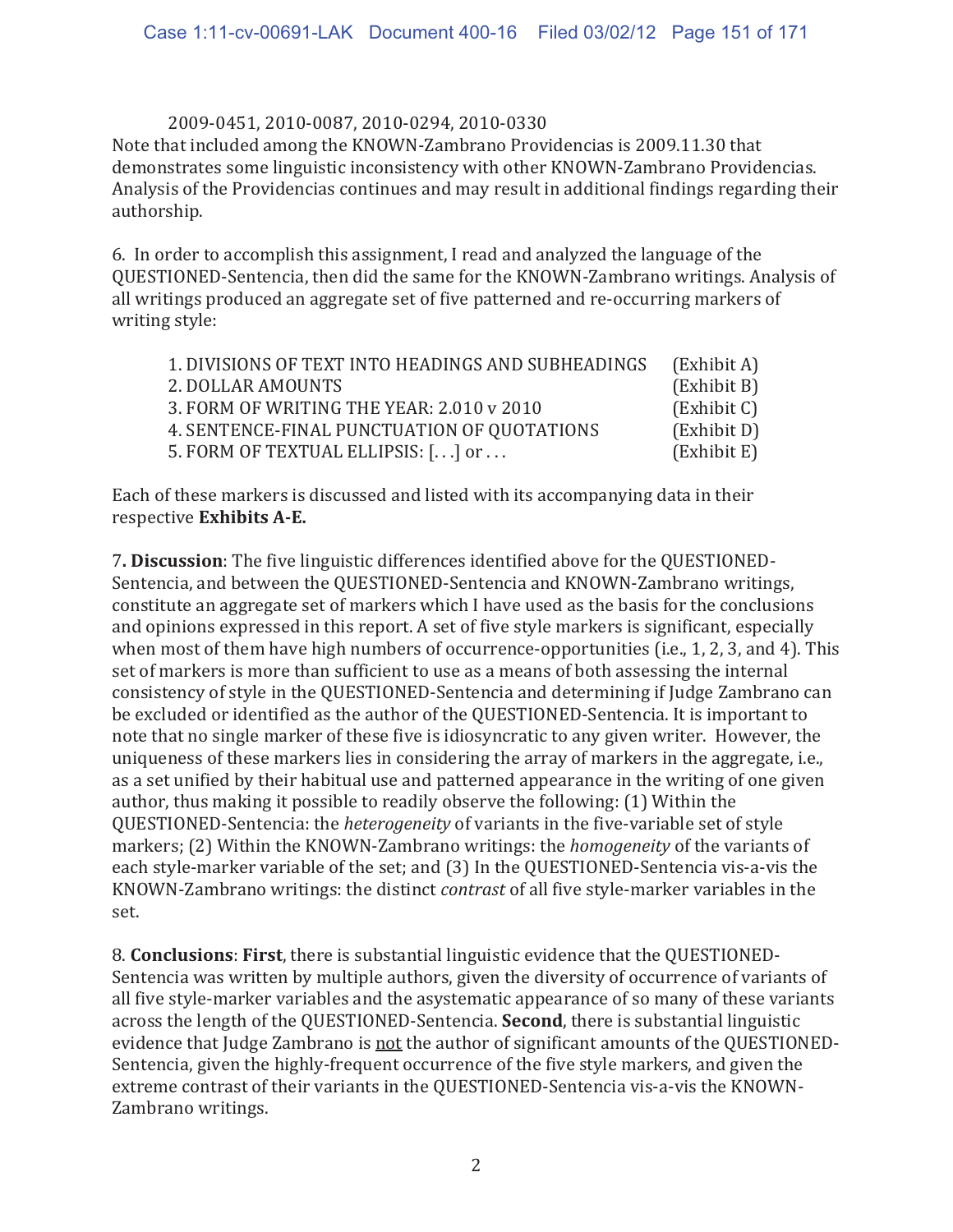2009-0451, 2010-0087, 2010-0294, 2010-0330

Note that included among the KNOWN-Zambrano Providencias is 2009.11.30 that demonstrates some linguistic inconsistency with other KNOWN-Zambrano Providencias. Analysis of the Providencias continues and may result in additional findings regarding their authorship.

6. In order to accomplish this assignment, I read and analyzed the language of the QUESTIONED-Sentencia, then did the same for the KNOWN-Zambrano writings. Analysis of all writings produced an aggregate set of five patterned and re-occurring markers of writing style:

| | |
|---|---|
| 1. DIVISIONS OF TEXT INTO HEADINGS AND SUBHEADINGS | (Exhibit A) |
| 2. DOLLAR AMOUNTS | (Exhibit B) |
| 3. FORM OF WRITING THE YEAR: 2.010 v 2010 | (Exhibit C) |
| 4. SENTENCE-FINAL PUNCTUATION OF QUOTATIONS | (Exhibit D) |
| 5. FORM OF TEXTUAL ELLIPSIS: [. . .] or . . . | (Exhibit E) |

Each of these markers is discussed and listed with its accompanying data in their respective **Exhibits A-E.**

7**. Discussion**: The five linguistic differences identified above for the QUESTIONED-Sentencia, and between the QUESTIONED-Sentencia and KNOWN-Zambrano writings, constitute an aggregate set of markers which I have used as the basis for the conclusions and opinions expressed in this report. A set of five style markers is significant, especially when most of them have high numbers of occurrence-opportunities (i.e., 1, 2, 3, and 4). This set of markers is more than sufficient to use as a means of both assessing the internal consistency of style in the QUESTIONED-Sentencia and determining if Judge Zambrano can be excluded or identified as the author of the QUESTIONED-Sentencia. It is important to note that no single marker of these five is idiosyncratic to any given writer. However, the uniqueness of these markers lies in considering the array of markers in the aggregate, i.e., as a set unified by their habitual use and patterned appearance in the writing of one given author, thus making it possible to readily observe the following: (1) Within the QUESTIONED-Sentencia: the *heterogeneity* of variants in the five-variable set of style markers; (2) Within the KNOWN-Zambrano writings: the *homogeneity* of the variants of each style-marker variable of the set; and (3) In the QUESTIONED-Sentencia vis-a-vis the KNOWN-Zambrano writings: the distinct *contrast* of all five style-marker variables in the set.

8. **Conclusions**: **First**, there is substantial linguistic evidence that the QUESTIONED-Sentencia was written by multiple authors, given the diversity of occurrence of variants of all five style-marker variables and the asystematic appearance of so many of these variants across the length of the QUESTIONED-Sentencia. **Second**, there is substantial linguistic evidence that Judge Zambrano is <u>not</u> the author of significant amounts of the QUESTIONED-Sentencia, given the highly-frequent occurrence of the five style markers, and given the extreme contrast of their variants in the QUESTIONED-Sentencia vis-a-vis the KNOWN-Zambrano writings.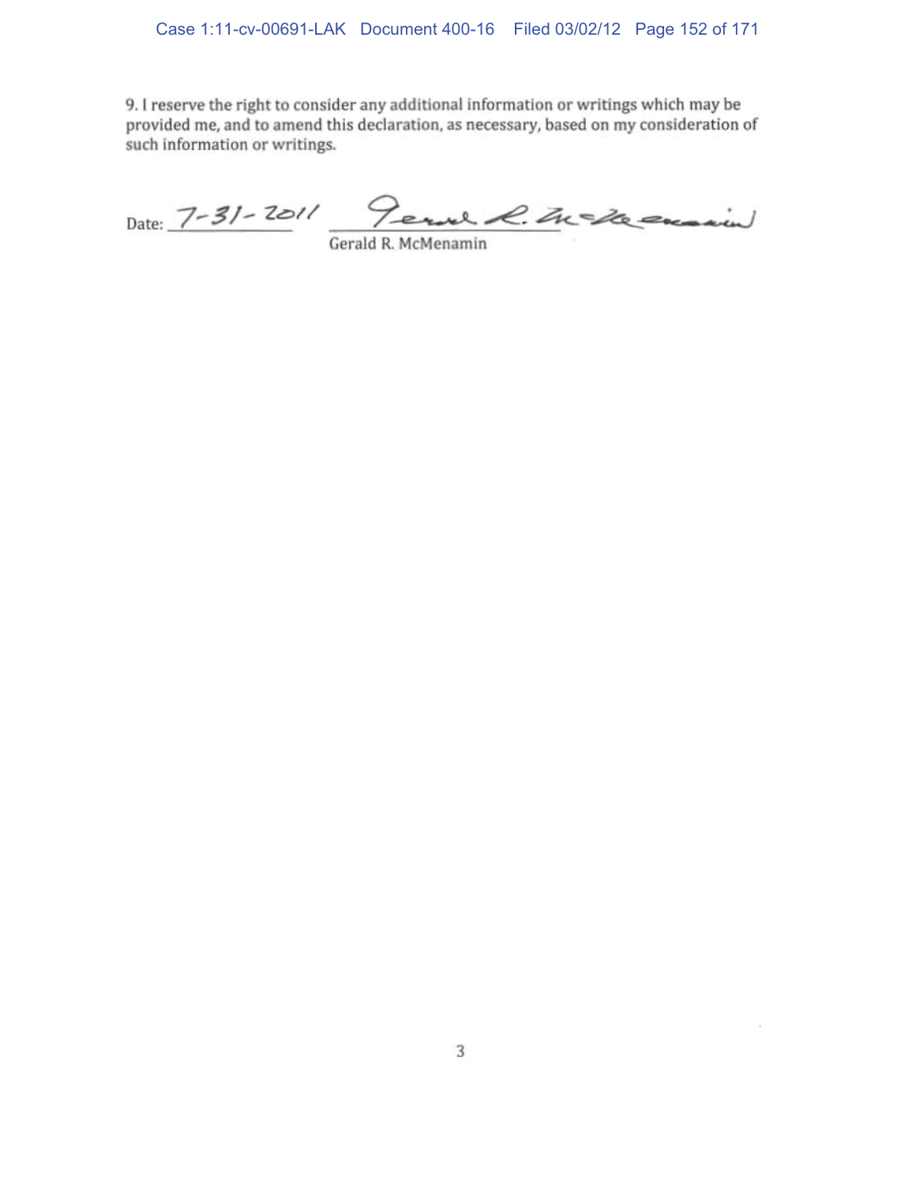9. I reserve the right to consider any additional information or writings which may be provided me, and to amend this declaration, as necessary, based on my consideration of such information or writings.

Date: 7-31-2011 ______________________

Gerald R. McMenamin